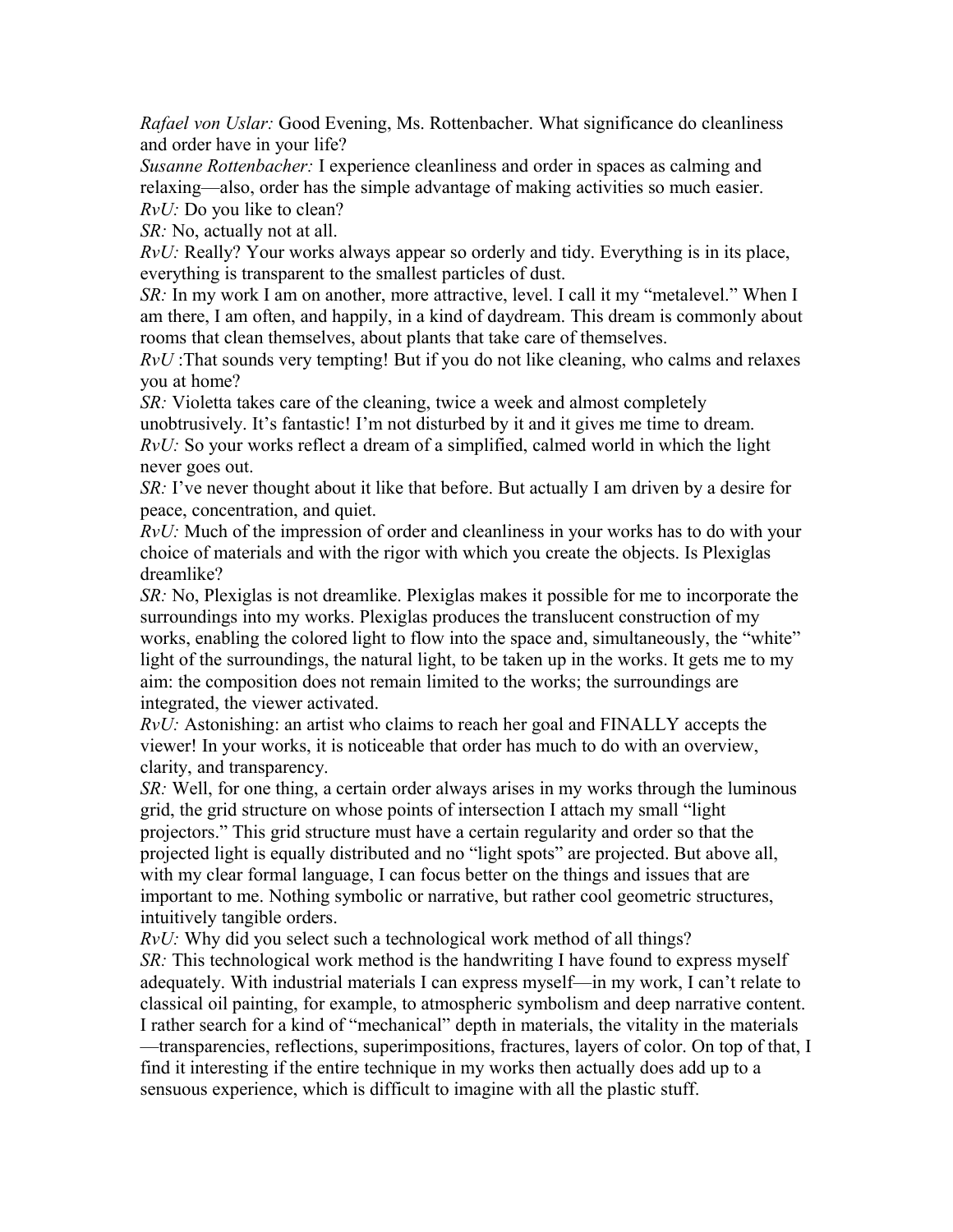*Rafael von Uslar:* Good Evening, Ms. Rottenbacher. What significance do cleanliness and order have in your life?

*Susanne Rottenbacher:* I experience cleanliness and order in spaces as calming and relaxing—also, order has the simple advantage of making activities so much easier.

*RvU:* Do you like to clean?

*SR:* No, actually not at all.

*RvU:* Really? Your works always appear so orderly and tidy. Everything is in its place, everything is transparent to the smallest particles of dust.

*SR:* In my work I am on another, more attractive, level. I call it my "metalevel." When I am there, I am often, and happily, in a kind of daydream. This dream is commonly about rooms that clean themselves, about plants that take care of themselves.

*RvU* :That sounds very tempting! But if you do not like cleaning, who calms and relaxes you at home?

*SR:* Violetta takes care of the cleaning, twice a week and almost completely unobtrusively. It's fantastic! I'm not disturbed by it and it gives me time to dream.

*RvU:* So your works reflect a dream of a simplified, calmed world in which the light never goes out.

*SR:* I've never thought about it like that before. But actually I am driven by a desire for peace, concentration, and quiet.

*RvU:* Much of the impression of order and cleanliness in your works has to do with your choice of materials and with the rigor with which you create the objects. Is Plexiglas dreamlike?

*SR:* No, Plexiglas is not dreamlike. Plexiglas makes it possible for me to incorporate the surroundings into my works. Plexiglas produces the translucent construction of my works, enabling the colored light to flow into the space and, simultaneously, the "white" light of the surroundings, the natural light, to be taken up in the works. It gets me to my aim: the composition does not remain limited to the works; the surroundings are integrated, the viewer activated.

*RvU:* Astonishing: an artist who claims to reach her goal and FINALLY accepts the viewer! In your works, it is noticeable that order has much to do with an overview, clarity, and transparency.

*SR:* Well, for one thing, a certain order always arises in my works through the luminous grid, the grid structure on whose points of intersection I attach my small "light projectors." This grid structure must have a certain regularity and order so that the projected light is equally distributed and no "light spots" are projected. But above all, with my clear formal language, I can focus better on the things and issues that are important to me. Nothing symbolic or narrative, but rather cool geometric structures, intuitively tangible orders.

*RvU:* Why did you select such a technological work method of all things?

*SR:* This technological work method is the handwriting I have found to express myself adequately. With industrial materials I can express myself—in my work, I can't relate to classical oil painting, for example, to atmospheric symbolism and deep narrative content. I rather search for a kind of "mechanical" depth in materials, the vitality in the materials—transparencies, reflections, superimpositions, fractures, layers of color. On top of that, I find it interesting if the entire technique in my works then actually does add up to a sensuous experience, which is difficult to imagine with all the plastic stuff.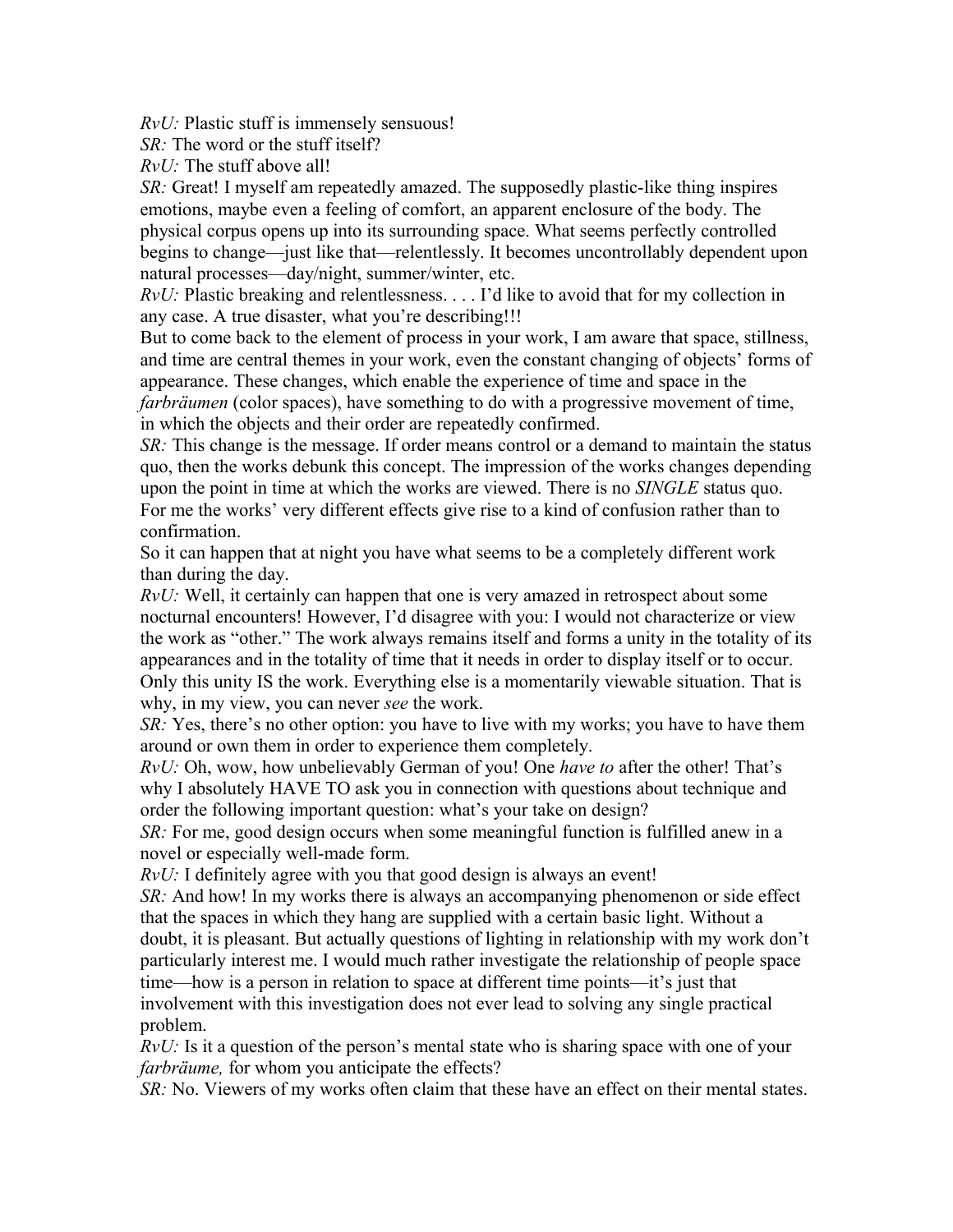*RvU:* Plastic stuff is immensely sensuous!

*SR:* The word or the stuff itself?

*RvU:* The stuff above all!

*SR:* Great! I myself am repeatedly amazed. The supposedly plastic-like thing inspires emotions, maybe even a feeling of comfort, an apparent enclosure of the body. The physical corpus opens up into its surrounding space. What seems perfectly controlled begins to change—just like that—relentlessly. It becomes uncontrollably dependent upon natural processes—day/night, summer/winter, etc.

*RvU:* Plastic breaking and relentlessness. . . . I'd like to avoid that for my collection in any case. A true disaster, what you're describing!!!

But to come back to the element of process in your work, I am aware that space, stillness, and time are central themes in your work, even the constant changing of objects' forms of appearance. These changes, which enable the experience of time and space in the *farbräumen* (color spaces), have something to do with a progressive movement of time, in which the objects and their order are repeatedly confirmed.

*SR:* This change is the message. If order means control or a demand to maintain the status quo, then the works debunk this concept. The impression of the works changes depending upon the point in time at which the works are viewed. There is no *SINGLE* status quo. For me the works' very different effects give rise to a kind of confusion rather than to confirmation.

So it can happen that at night you have what seems to be a completely different work than during the day.

*RvU:* Well, it certainly can happen that one is very amazed in retrospect about some nocturnal encounters! However, I'd disagree with you: I would not characterize or view the work as "other." The work always remains itself and forms a unity in the totality of its appearances and in the totality of time that it needs in order to display itself or to occur. Only this unity IS the work. Everything else is a momentarily viewable situation. That is why, in my view, you can never *see* the work.

*SR:* Yes, there's no other option: you have to live with my works; you have to have them around or own them in order to experience them completely.

*RvU:* Oh, wow, how unbelievably German of you! One *have to* after the other! That's why I absolutely HAVE TO ask you in connection with questions about technique and order the following important question: what's your take on design?

*SR:* For me, good design occurs when some meaningful function is fulfilled anew in a novel or especially well-made form.

*RvU:* I definitely agree with you that good design is always an event!

*SR:* And how! In my works there is always an accompanying phenomenon or side effect that the spaces in which they hang are supplied with a certain basic light. Without a doubt, it is pleasant. But actually questions of lighting in relationship with my work don't particularly interest me. I would much rather investigate the relationship of people space time—how is a person in relation to space at different time points—it's just that involvement with this investigation does not ever lead to solving any single practical problem.

*RvU:* Is it a question of the person's mental state who is sharing space with one of your *farbräume,* for whom you anticipate the effects?

*SR:* No. Viewers of my works often claim that these have an effect on their mental states.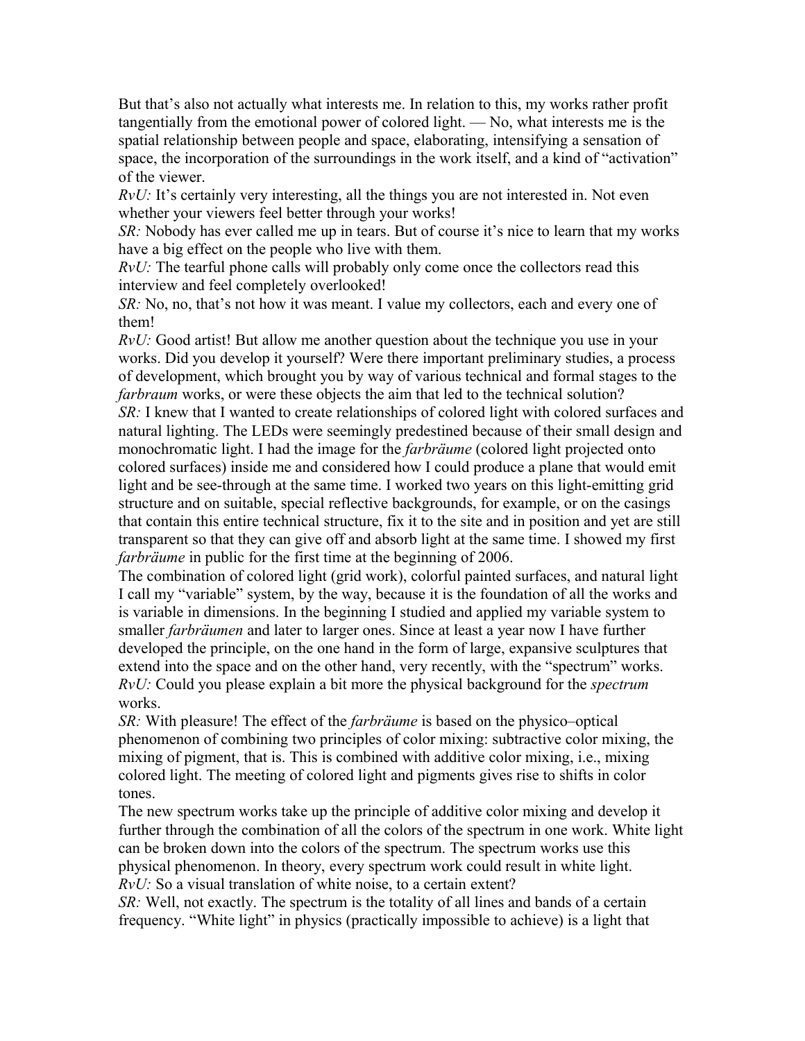But that's also not actually what interests me. In relation to this, my works rather profit tangentially from the emotional power of colored light. — No, what interests me is the spatial relationship between people and space, elaborating, intensifying a sensation of space, the incorporation of the surroundings in the work itself, and a kind of "activation" of the viewer.

*RvU:* It's certainly very interesting, all the things you are not interested in. Not even whether your viewers feel better through your works!

*SR:* Nobody has ever called me up in tears. But of course it's nice to learn that my works have a big effect on the people who live with them.

*RvU:* The tearful phone calls will probably only come once the collectors read this interview and feel completely overlooked!

*SR:* No, no, that's not how it was meant. I value my collectors, each and every one of them!

*RvU:* Good artist! But allow me another question about the technique you use in your works. Did you develop it yourself? Were there important preliminary studies, a process of development, which brought you by way of various technical and formal stages to the *farbraum* works, or were these objects the aim that led to the technical solution?

*SR:* I knew that I wanted to create relationships of colored light with colored surfaces and natural lighting. The LEDs were seemingly predestined because of their small design and monochromatic light. I had the image for the *farbräume* (colored light projected onto colored surfaces) inside me and considered how I could produce a plane that would emit light and be see-through at the same time. I worked two years on this light-emitting grid structure and on suitable, special reflective backgrounds, for example, or on the casings that contain this entire technical structure, fix it to the site and in position and yet are still transparent so that they can give off and absorb light at the same time. I showed my first *farbräume* in public for the first time at the beginning of 2006.

The combination of colored light (grid work), colorful painted surfaces, and natural light I call my "variable" system, by the way, because it is the foundation of all the works and is variable in dimensions. In the beginning I studied and applied my variable system to smaller *farbräumen* and later to larger ones. Since at least a year now I have further developed the principle, on the one hand in the form of large, expansive sculptures that extend into the space and on the other hand, very recently, with the "spectrum" works.

*RvU:* Could you please explain a bit more the physical background for the *spectrum* works.

*SR:* With pleasure! The effect of the *farbräume* is based on the physico–optical phenomenon of combining two principles of color mixing: subtractive color mixing, the mixing of pigment, that is. This is combined with additive color mixing, i.e., mixing colored light. The meeting of colored light and pigments gives rise to shifts in color tones.

The new spectrum works take up the principle of additive color mixing and develop it further through the combination of all the colors of the spectrum in one work. White light can be broken down into the colors of the spectrum. The spectrum works use this physical phenomenon. In theory, every spectrum work could result in white light.

*RvU:* So a visual translation of white noise, to a certain extent?

*SR:* Well, not exactly. The spectrum is the totality of all lines and bands of a certain frequency. "White light" in physics (practically impossible to achieve) is a light that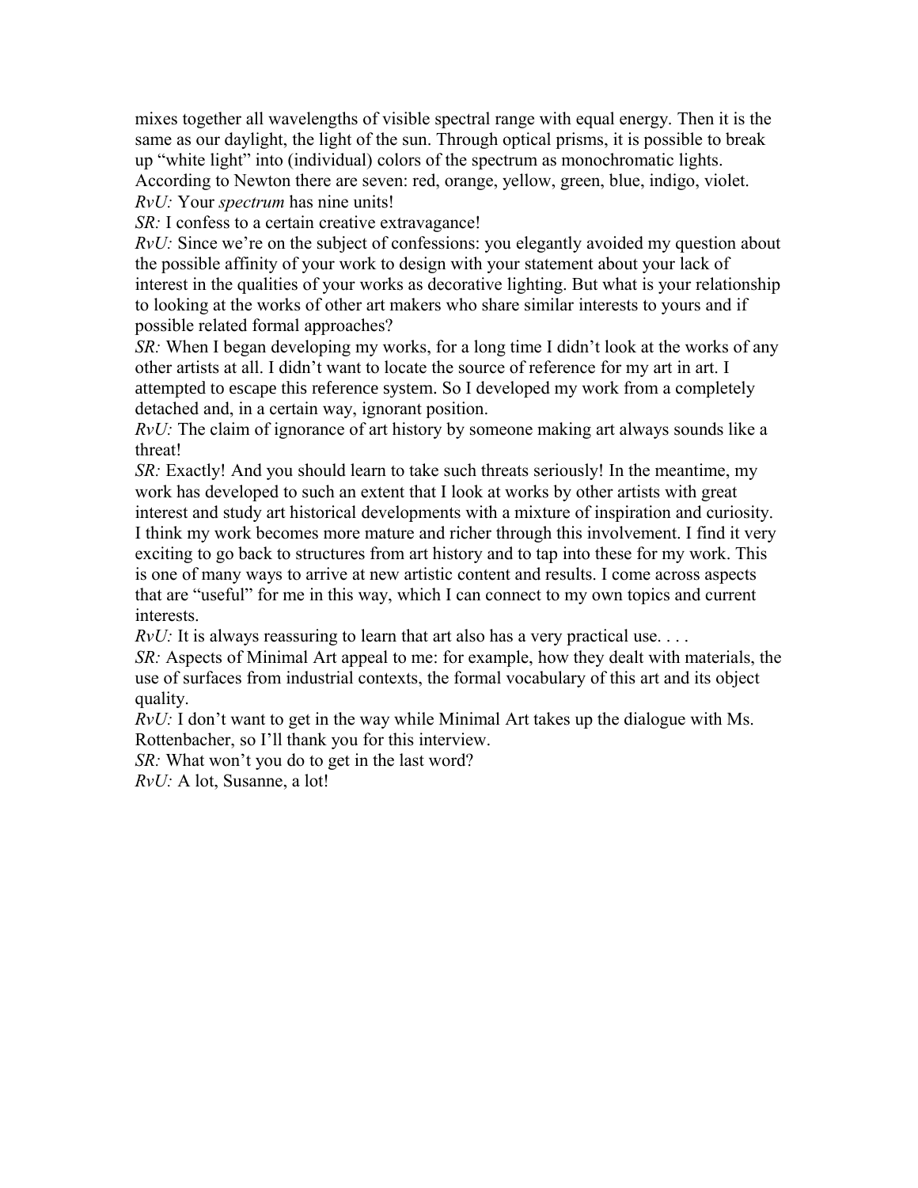mixes together all wavelengths of visible spectral range with equal energy. Then it is the same as our daylight, the light of the sun. Through optical prisms, it is possible to break up “white light” into (individual) colors of the spectrum as monochromatic lights. According to Newton there are seven: red, orange, yellow, green, blue, indigo, violet.

*RvU:* Your *spectrum* has nine units!

*SR:* I confess to a certain creative extravagance!

*RvU:* Since we’re on the subject of confessions: you elegantly avoided my question about the possible affinity of your work to design with your statement about your lack of interest in the qualities of your works as decorative lighting. But what is your relationship to looking at the works of other art makers who share similar interests to yours and if possible related formal approaches?

*SR:* When I began developing my works, for a long time I didn’t look at the works of any other artists at all. I didn’t want to locate the source of reference for my art in art. I attempted to escape this reference system. So I developed my work from a completely detached and, in a certain way, ignorant position.

*RvU:* The claim of ignorance of art history by someone making art always sounds like a threat!

*SR:* Exactly! And you should learn to take such threats seriously! In the meantime, my work has developed to such an extent that I look at works by other artists with great interest and study art historical developments with a mixture of inspiration and curiosity. I think my work becomes more mature and richer through this involvement. I find it very exciting to go back to structures from art history and to tap into these for my work. This is one of many ways to arrive at new artistic content and results. I come across aspects that are “useful” for me in this way, which I can connect to my own topics and current interests.

*RvU:* It is always reassuring to learn that art also has a very practical use. . . .

*SR:* Aspects of Minimal Art appeal to me: for example, how they dealt with materials, the use of surfaces from industrial contexts, the formal vocabulary of this art and its object quality.

*RvU:* I don’t want to get in the way while Minimal Art takes up the dialogue with Ms. Rottenbacher, so I’ll thank you for this interview.

*SR:* What won’t you do to get in the last word?

*RvU:* A lot, Susanne, a lot!